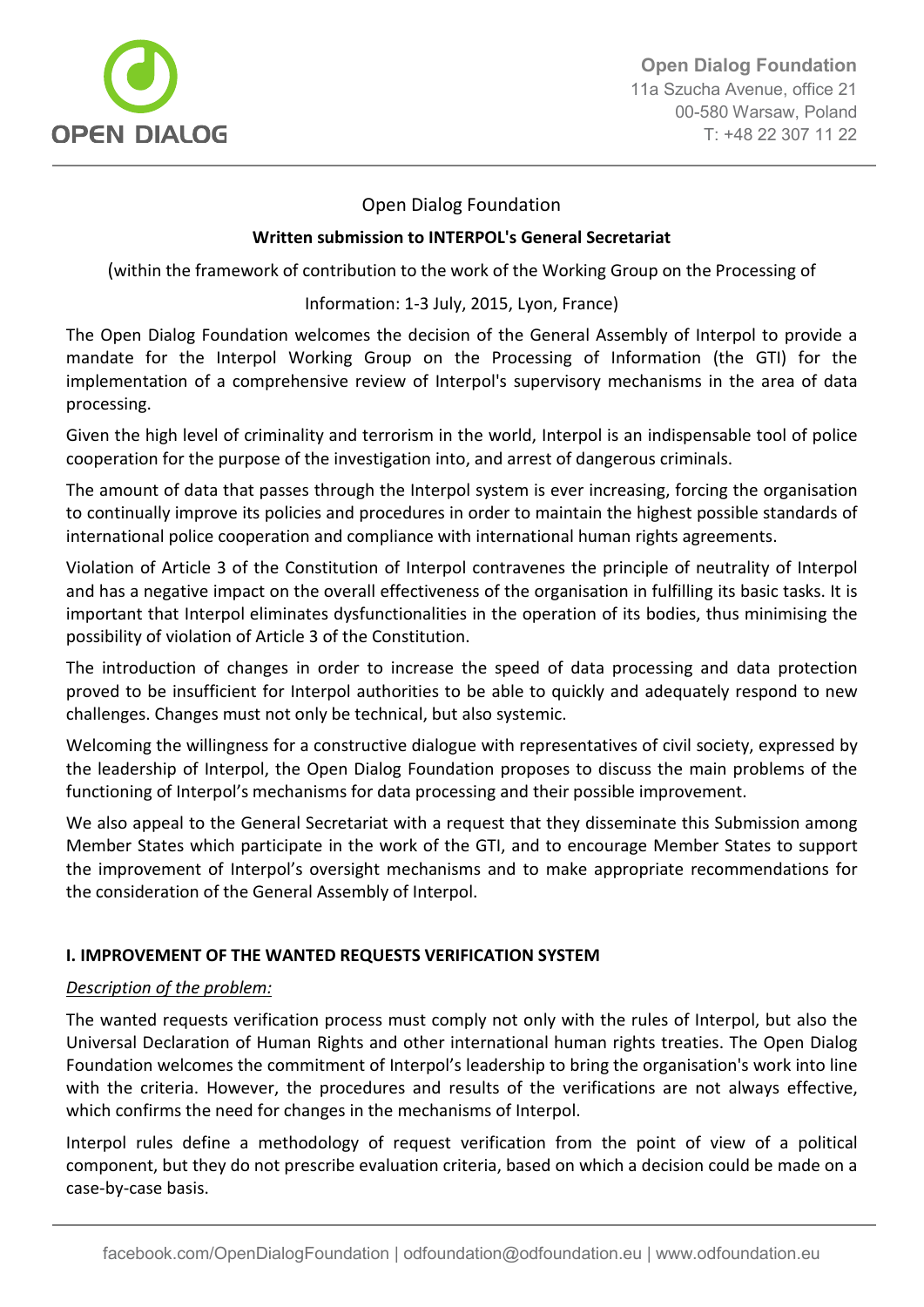Open Dialog Foundation
11a Szucha Avenue, office 21
00-580 Warsaw, Poland
T: +48 22 307 11 22

Open Dialog Foundation

**Written submission to INTERPOL's General Secretariat**

(within the framework of contribution to the work of the Working Group on the Processing of Information: 1-3 July, 2015, Lyon, France)

The Open Dialog Foundation welcomes the decision of the General Assembly of Interpol to provide a mandate for the Interpol Working Group on the Processing of Information (the GTI) for the implementation of a comprehensive review of Interpol's supervisory mechanisms in the area of data processing.

Given the high level of criminality and terrorism in the world, Interpol is an indispensable tool of police cooperation for the purpose of the investigation into, and arrest of dangerous criminals.

The amount of data that passes through the Interpol system is ever increasing, forcing the organisation to continually improve its policies and procedures in order to maintain the highest possible standards of international police cooperation and compliance with international human rights agreements.

Violation of Article 3 of the Constitution of Interpol contravenes the principle of neutrality of Interpol and has a negative impact on the overall effectiveness of the organisation in fulfilling its basic tasks. It is important that Interpol eliminates dysfunctionalities in the operation of its bodies, thus minimising the possibility of violation of Article 3 of the Constitution.

The introduction of changes in order to increase the speed of data processing and data protection proved to be insufficient for Interpol authorities to be able to quickly and adequately respond to new challenges. Changes must not only be technical, but also systemic.

Welcoming the willingness for a constructive dialogue with representatives of civil society, expressed by the leadership of Interpol, the Open Dialog Foundation proposes to discuss the main problems of the functioning of Interpol's mechanisms for data processing and their possible improvement.

We also appeal to the General Secretariat with a request that they disseminate this Submission among Member States which participate in the work of the GTI, and to encourage Member States to support the improvement of Interpol's oversight mechanisms and to make appropriate recommendations for the consideration of the General Assembly of Interpol.

## I. IMPROVEMENT OF THE WANTED REQUESTS VERIFICATION SYSTEM

*Description of the problem:*

The wanted requests verification process must comply not only with the rules of Interpol, but also the Universal Declaration of Human Rights and other international human rights treaties. The Open Dialog Foundation welcomes the commitment of Interpol's leadership to bring the organisation's work into line with the criteria. However, the procedures and results of the verifications are not always effective, which confirms the need for changes in the mechanisms of Interpol.

Interpol rules define a methodology of request verification from the point of view of a political component, but they do not prescribe evaluation criteria, based on which a decision could be made on a case-by-case basis.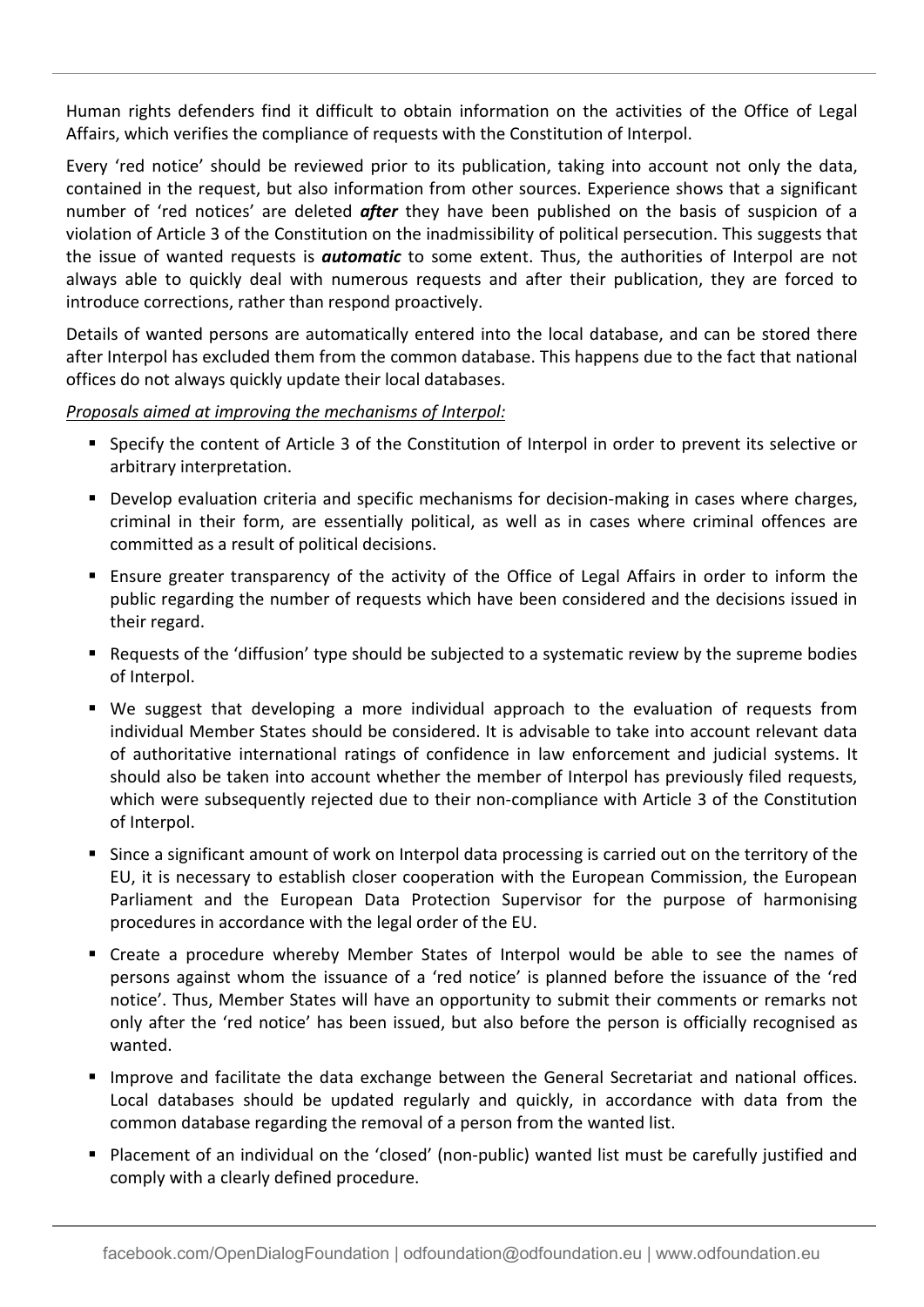Human rights defenders find it difficult to obtain information on the activities of the Office of Legal Affairs, which verifies the compliance of requests with the Constitution of Interpol.

Every 'red notice' should be reviewed prior to its publication, taking into account not only the data, contained in the request, but also information from other sources. Experience shows that a significant number of 'red notices' are deleted ***after*** they have been published on the basis of suspicion of a violation of Article 3 of the Constitution on the inadmissibility of political persecution. This suggests that the issue of wanted requests is ***automatic*** to some extent. Thus, the authorities of Interpol are not always able to quickly deal with numerous requests and after their publication, they are forced to introduce corrections, rather than respond proactively.

Details of wanted persons are automatically entered into the local database, and can be stored there after Interpol has excluded them from the common database. This happens due to the fact that national offices do not always quickly update their local databases.

<u>*Proposals aimed at improving the mechanisms of Interpol:*</u>

- Specify the content of Article 3 of the Constitution of Interpol in order to prevent its selective or arbitrary interpretation.
- Develop evaluation criteria and specific mechanisms for decision-making in cases where charges, criminal in their form, are essentially political, as well as in cases where criminal offences are committed as a result of political decisions.
- Ensure greater transparency of the activity of the Office of Legal Affairs in order to inform the public regarding the number of requests which have been considered and the decisions issued in their regard.
- Requests of the 'diffusion' type should be subjected to a systematic review by the supreme bodies of Interpol.
- We suggest that developing a more individual approach to the evaluation of requests from individual Member States should be considered. It is advisable to take into account relevant data of authoritative international ratings of confidence in law enforcement and judicial systems. It should also be taken into account whether the member of Interpol has previously filed requests, which were subsequently rejected due to their non-compliance with Article 3 of the Constitution of Interpol.
- Since a significant amount of work on Interpol data processing is carried out on the territory of the EU, it is necessary to establish closer cooperation with the European Commission, the European Parliament and the European Data Protection Supervisor for the purpose of harmonising procedures in accordance with the legal order of the EU.
- Create a procedure whereby Member States of Interpol would be able to see the names of persons against whom the issuance of a 'red notice' is planned before the issuance of the 'red notice'. Thus, Member States will have an opportunity to submit their comments or remarks not only after the 'red notice' has been issued, but also before the person is officially recognised as wanted.
- Improve and facilitate the data exchange between the General Secretariat and national offices. Local databases should be updated regularly and quickly, in accordance with data from the common database regarding the removal of a person from the wanted list.
- Placement of an individual on the 'closed' (non-public) wanted list must be carefully justified and comply with a clearly defined procedure.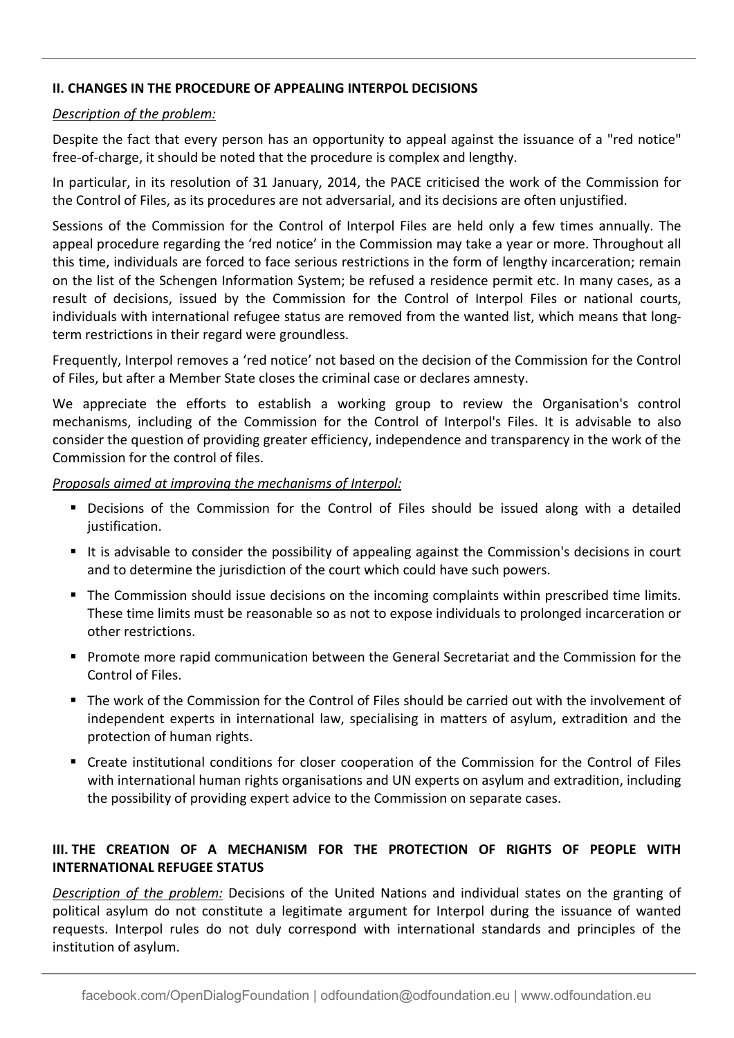## II. CHANGES IN THE PROCEDURE OF APPEALING INTERPOL DECISIONS

*Description of the problem:*

Despite the fact that every person has an opportunity to appeal against the issuance of a "red notice" free-of-charge, it should be noted that the procedure is complex and lengthy.

In particular, in its resolution of 31 January, 2014, the PACE criticised the work of the Commission for the Control of Files, as its procedures are not adversarial, and its decisions are often unjustified.

Sessions of the Commission for the Control of Interpol Files are held only a few times annually. The appeal procedure regarding the 'red notice' in the Commission may take a year or more. Throughout all this time, individuals are forced to face serious restrictions in the form of lengthy incarceration; remain on the list of the Schengen Information System; be refused a residence permit etc. In many cases, as a result of decisions, issued by the Commission for the Control of Interpol Files or national courts, individuals with international refugee status are removed from the wanted list, which means that long-term restrictions in their regard were groundless.

Frequently, Interpol removes a 'red notice' not based on the decision of the Commission for the Control of Files, but after a Member State closes the criminal case or declares amnesty.

We appreciate the efforts to establish a working group to review the Organisation's control mechanisms, including of the Commission for the Control of Interpol's Files. It is advisable to also consider the question of providing greater efficiency, independence and transparency in the work of the Commission for the control of files.

*Proposals aimed at improving the mechanisms of Interpol:*

- Decisions of the Commission for the Control of Files should be issued along with a detailed justification.
- It is advisable to consider the possibility of appealing against the Commission's decisions in court and to determine the jurisdiction of the court which could have such powers.
- The Commission should issue decisions on the incoming complaints within prescribed time limits. These time limits must be reasonable so as not to expose individuals to prolonged incarceration or other restrictions.
- Promote more rapid communication between the General Secretariat and the Commission for the Control of Files.
- The work of the Commission for the Control of Files should be carried out with the involvement of independent experts in international law, specialising in matters of asylum, extradition and the protection of human rights.
- Create institutional conditions for closer cooperation of the Commission for the Control of Files with international human rights organisations and UN experts on asylum and extradition, including the possibility of providing expert advice to the Commission on separate cases.

## III. THE CREATION OF A MECHANISM FOR THE PROTECTION OF RIGHTS OF PEOPLE WITH INTERNATIONAL REFUGEE STATUS

*Description of the problem:* Decisions of the United Nations and individual states on the granting of political asylum do not constitute a legitimate argument for Interpol during the issuance of wanted requests. Interpol rules do not duly correspond with international standards and principles of the institution of asylum.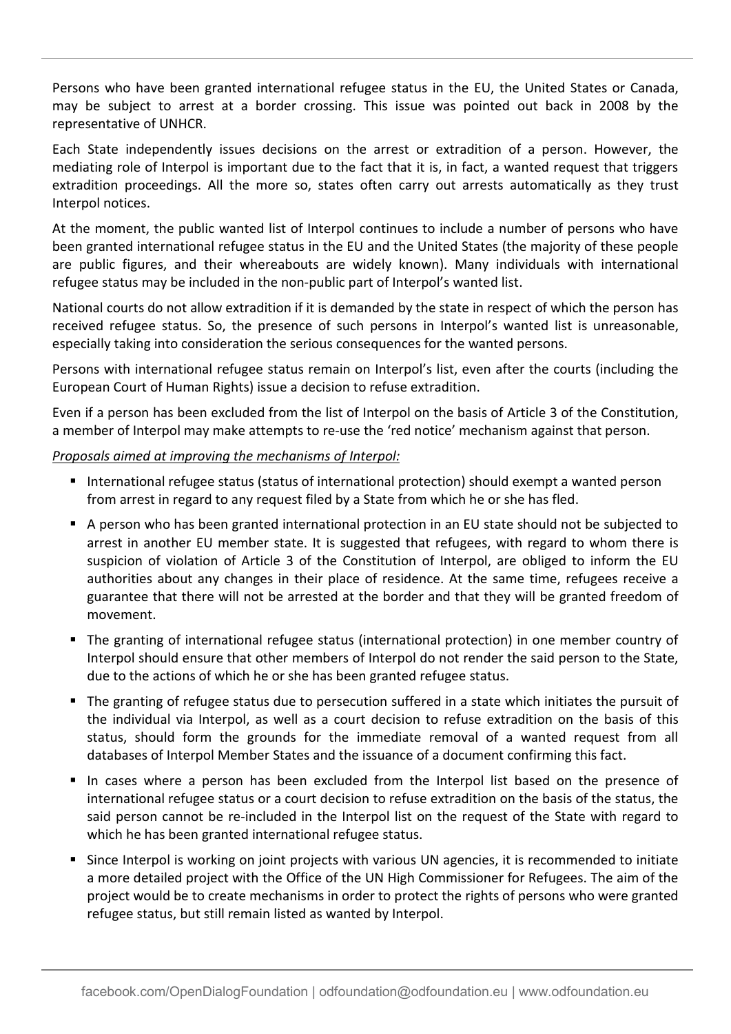Persons who have been granted international refugee status in the EU, the United States or Canada, may be subject to arrest at a border crossing. This issue was pointed out back in 2008 by the representative of UNHCR.

Each State independently issues decisions on the arrest or extradition of a person. However, the mediating role of Interpol is important due to the fact that it is, in fact, a wanted request that triggers extradition proceedings. All the more so, states often carry out arrests automatically as they trust Interpol notices.

At the moment, the public wanted list of Interpol continues to include a number of persons who have been granted international refugee status in the EU and the United States (the majority of these people are public figures, and their whereabouts are widely known). Many individuals with international refugee status may be included in the non-public part of Interpol's wanted list.

National courts do not allow extradition if it is demanded by the state in respect of which the person has received refugee status. So, the presence of such persons in Interpol's wanted list is unreasonable, especially taking into consideration the serious consequences for the wanted persons.

Persons with international refugee status remain on Interpol's list, even after the courts (including the European Court of Human Rights) issue a decision to refuse extradition.

Even if a person has been excluded from the list of Interpol on the basis of Article 3 of the Constitution, a member of Interpol may make attempts to re-use the 'red notice' mechanism against that person.

*Proposals aimed at improving the mechanisms of Interpol:*

- International refugee status (status of international protection) should exempt a wanted person from arrest in regard to any request filed by a State from which he or she has fled.
- A person who has been granted international protection in an EU state should not be subjected to arrest in another EU member state. It is suggested that refugees, with regard to whom there is suspicion of violation of Article 3 of the Constitution of Interpol, are obliged to inform the EU authorities about any changes in their place of residence. At the same time, refugees receive a guarantee that there will not be arrested at the border and that they will be granted freedom of movement.
- The granting of international refugee status (international protection) in one member country of Interpol should ensure that other members of Interpol do not render the said person to the State, due to the actions of which he or she has been granted refugee status.
- The granting of refugee status due to persecution suffered in a state which initiates the pursuit of the individual via Interpol, as well as a court decision to refuse extradition on the basis of this status, should form the grounds for the immediate removal of a wanted request from all databases of Interpol Member States and the issuance of a document confirming this fact.
- In cases where a person has been excluded from the Interpol list based on the presence of international refugee status or a court decision to refuse extradition on the basis of the status, the said person cannot be re-included in the Interpol list on the request of the State with regard to which he has been granted international refugee status.
- Since Interpol is working on joint projects with various UN agencies, it is recommended to initiate a more detailed project with the Office of the UN High Commissioner for Refugees. The aim of the project would be to create mechanisms in order to protect the rights of persons who were granted refugee status, but still remain listed as wanted by Interpol.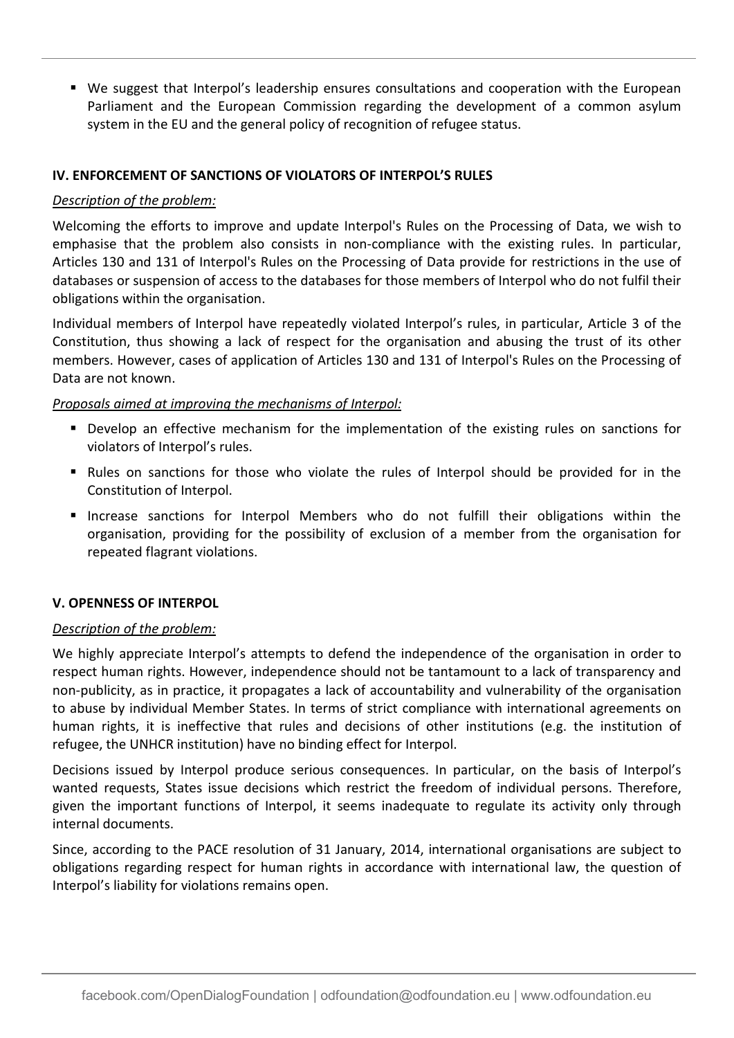- We suggest that Interpol's leadership ensures consultations and cooperation with the European Parliament and the European Commission regarding the development of a common asylum system in the EU and the general policy of recognition of refugee status.

## IV. ENFORCEMENT OF SANCTIONS OF VIOLATORS OF INTERPOL'S RULES

*Description of the problem:*

Welcoming the efforts to improve and update Interpol's Rules on the Processing of Data, we wish to emphasise that the problem also consists in non-compliance with the existing rules. In particular, Articles 130 and 131 of Interpol's Rules on the Processing of Data provide for restrictions in the use of databases or suspension of access to the databases for those members of Interpol who do not fulfil their obligations within the organisation.

Individual members of Interpol have repeatedly violated Interpol's rules, in particular, Article 3 of the Constitution, thus showing a lack of respect for the organisation and abusing the trust of its other members. However, cases of application of Articles 130 and 131 of Interpol's Rules on the Processing of Data are not known.

*Proposals aimed at improving the mechanisms of Interpol:*

- Develop an effective mechanism for the implementation of the existing rules on sanctions for violators of Interpol's rules.
- Rules on sanctions for those who violate the rules of Interpol should be provided for in the Constitution of Interpol.
- Increase sanctions for Interpol Members who do not fulfill their obligations within the organisation, providing for the possibility of exclusion of a member from the organisation for repeated flagrant violations.

## V. OPENNESS OF INTERPOL

*Description of the problem:*

We highly appreciate Interpol's attempts to defend the independence of the organisation in order to respect human rights. However, independence should not be tantamount to a lack of transparency and non-publicity, as in practice, it propagates a lack of accountability and vulnerability of the organisation to abuse by individual Member States. In terms of strict compliance with international agreements on human rights, it is ineffective that rules and decisions of other institutions (e.g. the institution of refugee, the UNHCR institution) have no binding effect for Interpol.

Decisions issued by Interpol produce serious consequences. In particular, on the basis of Interpol's wanted requests, States issue decisions which restrict the freedom of individual persons. Therefore, given the important functions of Interpol, it seems inadequate to regulate its activity only through internal documents.

Since, according to the PACE resolution of 31 January, 2014, international organisations are subject to obligations regarding respect for human rights in accordance with international law, the question of Interpol's liability for violations remains open.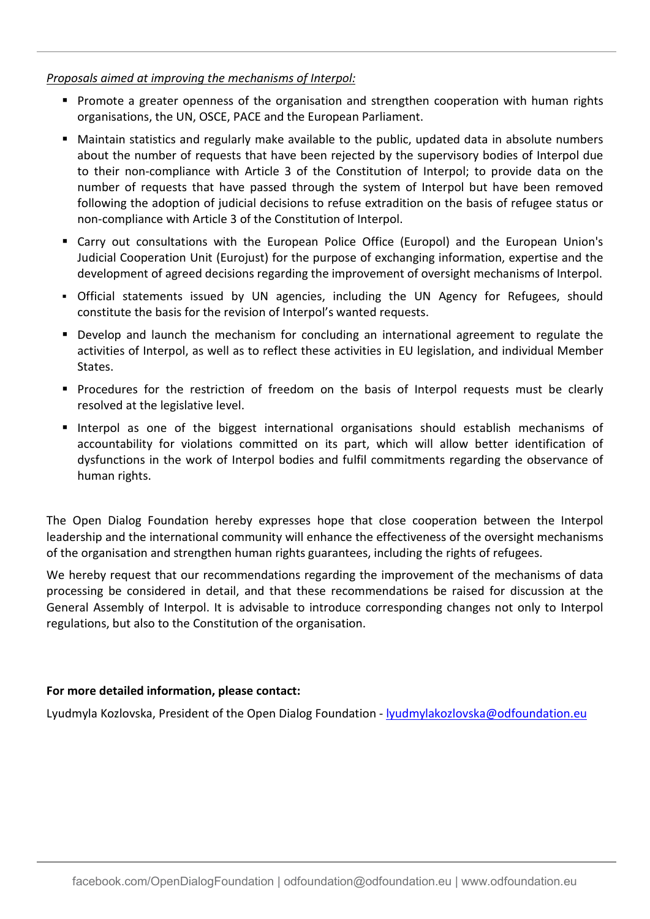*Proposals aimed at improving the mechanisms of Interpol:*

- Promote a greater openness of the organisation and strengthen cooperation with human rights organisations, the UN, OSCE, PACE and the European Parliament.
- Maintain statistics and regularly make available to the public, updated data in absolute numbers about the number of requests that have been rejected by the supervisory bodies of Interpol due to their non-compliance with Article 3 of the Constitution of Interpol; to provide data on the number of requests that have passed through the system of Interpol but have been removed following the adoption of judicial decisions to refuse extradition on the basis of refugee status or non-compliance with Article 3 of the Constitution of Interpol.
- Carry out consultations with the European Police Office (Europol) and the European Union's Judicial Cooperation Unit (Eurojust) for the purpose of exchanging information, expertise and the development of agreed decisions regarding the improvement of oversight mechanisms of Interpol.
- Official statements issued by UN agencies, including the UN Agency for Refugees, should constitute the basis for the revision of Interpol's wanted requests.
- Develop and launch the mechanism for concluding an international agreement to regulate the activities of Interpol, as well as to reflect these activities in EU legislation, and individual Member States.
- Procedures for the restriction of freedom on the basis of Interpol requests must be clearly resolved at the legislative level.
- Interpol as one of the biggest international organisations should establish mechanisms of accountability for violations committed on its part, which will allow better identification of dysfunctions in the work of Interpol bodies and fulfil commitments regarding the observance of human rights.

The Open Dialog Foundation hereby expresses hope that close cooperation between the Interpol leadership and the international community will enhance the effectiveness of the oversight mechanisms of the organisation and strengthen human rights guarantees, including the rights of refugees.

We hereby request that our recommendations regarding the improvement of the mechanisms of data processing be considered in detail, and that these recommendations be raised for discussion at the General Assembly of Interpol. It is advisable to introduce corresponding changes not only to Interpol regulations, but also to the Constitution of the organisation.

**For more detailed information, please contact:**

Lyudmyla Kozlovska, President of the Open Dialog Foundation - [lyudmylakozlovska@odfoundation.eu](mailto:lyudmylakozlovska@odfoundation.eu)